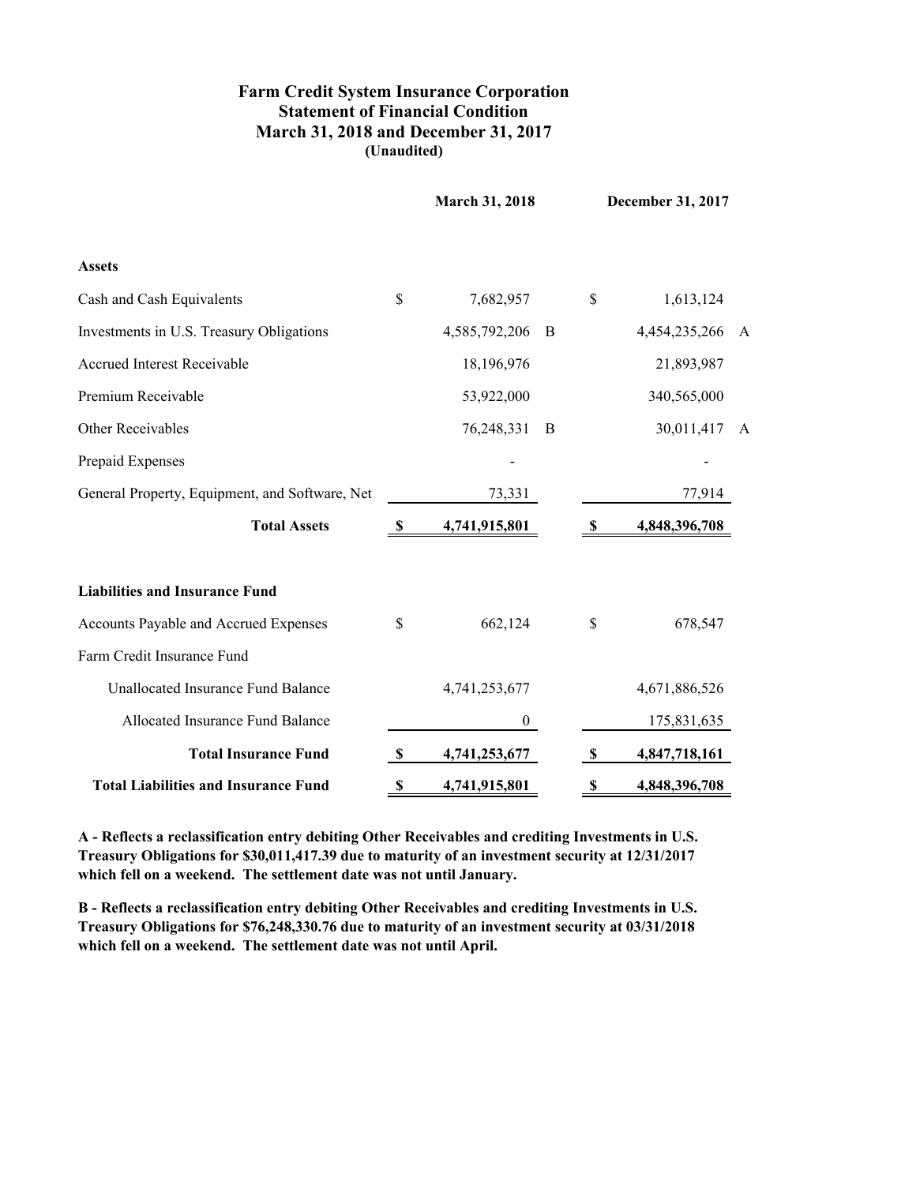# Farm Credit System Insurance Corporation
## Statement of Financial Condition
## March 31, 2018 and December 31, 2017
**(Unaudited)**

| | March 31, 2018 | | December 31, 2017 | |
|---|---|---|---|---|
| **Assets** | | | | |
| Cash and Cash Equivalents | $ 7,682,957 | | $ 1,613,124 | |
| Investments in U.S. Treasury Obligations | 4,585,792,206 | B | 4,454,235,266 | A |
| Accrued Interest Receivable | 18,196,976 | | 21,893,987 | |
| Premium Receivable | 53,922,000 | | 340,565,000 | |
| Other Receivables | 76,248,331 | B | 30,011,417 | A |
| Prepaid Expenses | - | | - | |
| General Property, Equipment, and Software, Net | 73,331 | | 77,914 | |
| **Total Assets** | **$ 4,741,915,801** | | **$ 4,848,396,708** | |
| **Liabilities and Insurance Fund** | | | | |
| Accounts Payable and Accrued Expenses | $ 662,124 | | $ 678,547 | |
| Farm Credit Insurance Fund | | | | |
| Unallocated Insurance Fund Balance | 4,741,253,677 | | 4,671,886,526 | |
| Allocated Insurance Fund Balance | 0 | | 175,831,635 | |
| **Total Insurance Fund** | **$ 4,741,253,677** | | **$ 4,847,718,161** | |
| **Total Liabilities and Insurance Fund** | **$ 4,741,915,801** | | **$ 4,848,396,708** | |

**A - Reflects a reclassification entry debiting Other Receivables and crediting Investments in U.S. Treasury Obligations for $30,011,417.39 due to maturity of an investment security at 12/31/2017 which fell on a weekend. The settlement date was not until January.**

**B - Reflects a reclassification entry debiting Other Receivables and crediting Investments in U.S. Treasury Obligations for $76,248,330.76 due to maturity of an investment security at 03/31/2018 which fell on a weekend. The settlement date was not until April.**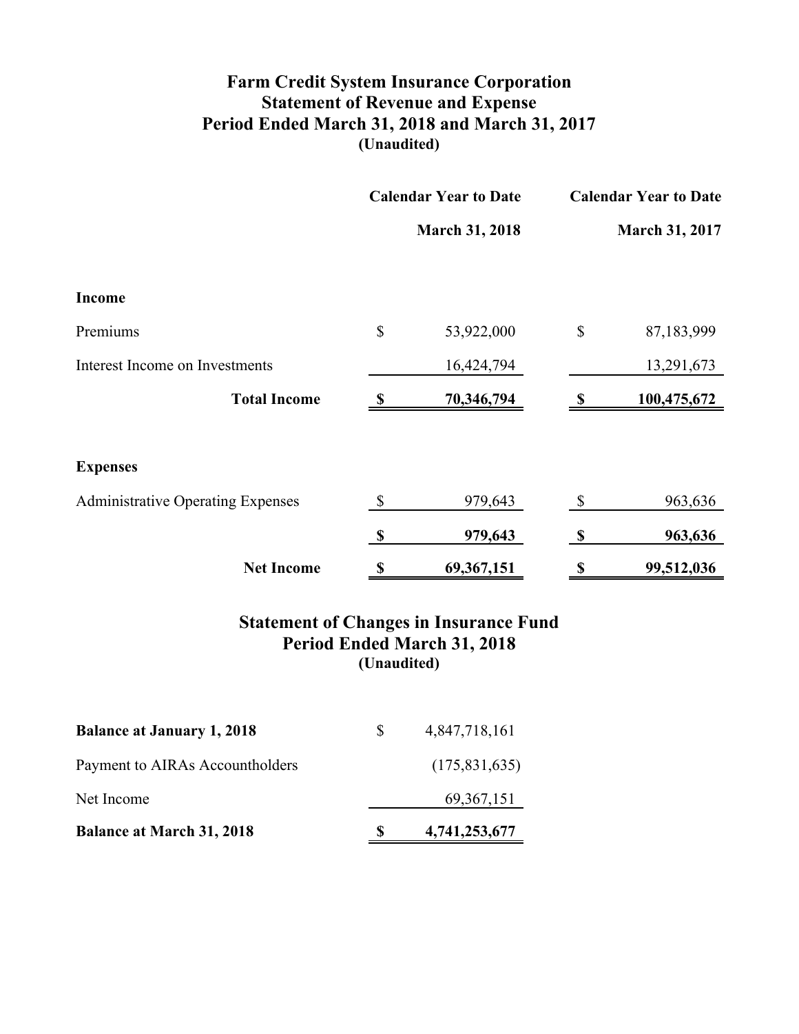# Farm Credit System Insurance Corporation
## Statement of Revenue and Expense
## Period Ended March 31, 2018 and March 31, 2017
**(Unaudited)**

| | Calendar Year to Date March 31, 2018 | Calendar Year to Date March 31, 2017 |
|---|---|---|
| **Income** | | |
| Premiums | $ 53,922,000 | $ 87,183,999 |
| Interest Income on Investments | 16,424,794 | 13,291,673 |
| **Total Income** | **$ 70,346,794** | **$ 100,475,672** |
| **Expenses** | | |
| Administrative Operating Expenses | $ 979,643 | $ 963,636 |
| | **$ 979,643** | **$ 963,636** |
| **Net Income** | **$ 69,367,151** | **$ 99,512,036** |

## Statement of Changes in Insurance Fund
## Period Ended March 31, 2018
**(Unaudited)**

| | |
|---|---|
| **Balance at January 1, 2018** | $ 4,847,718,161 |
| Payment to AIRAs Accountholders | (175,831,635) |
| Net Income | 69,367,151 |
| **Balance at March 31, 2018** | **$ 4,741,253,677** |